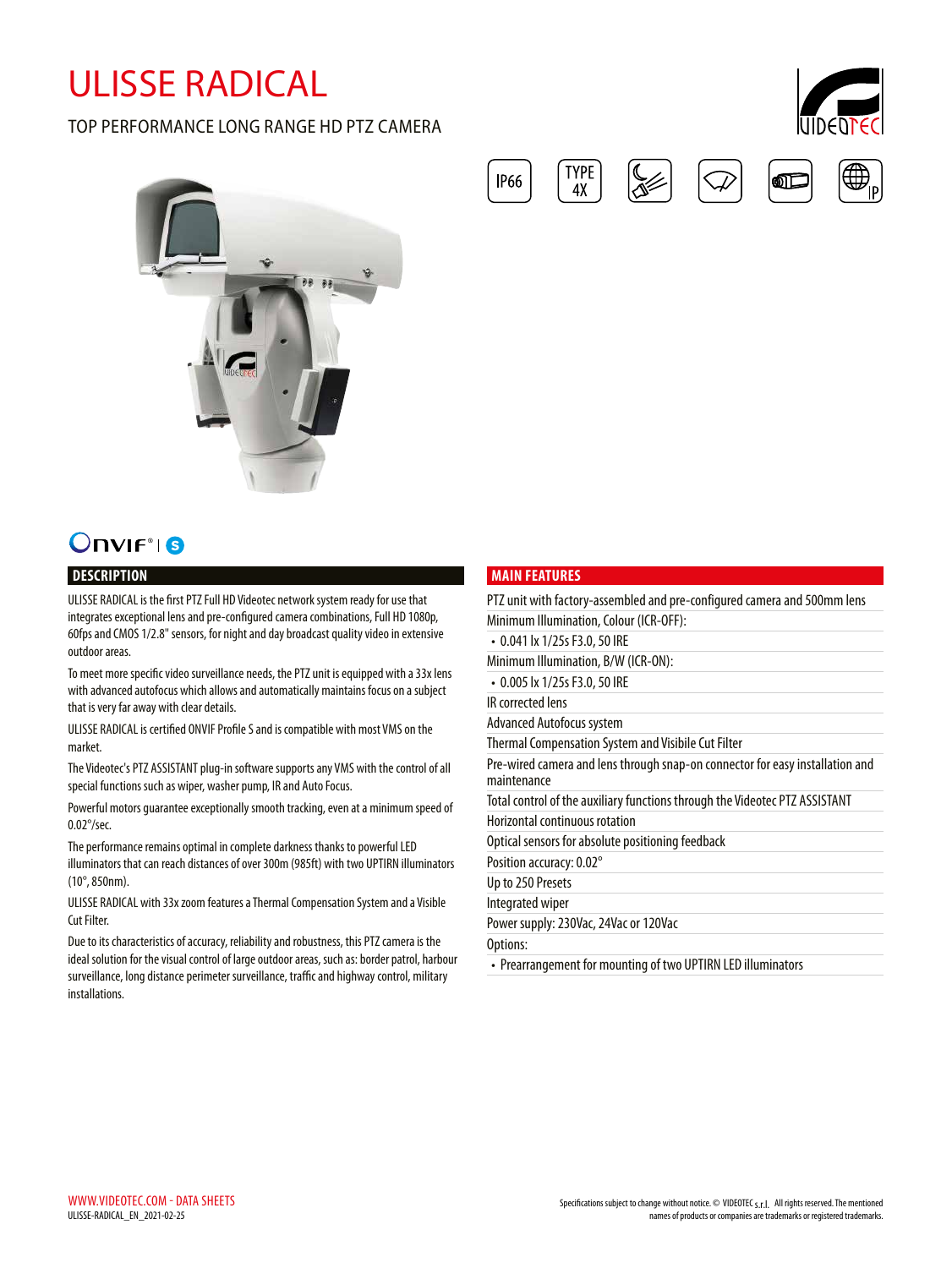# ULISSE RADICAL

TOP PERFORMANCE LONG RANGE HD PTZ CAMERA

IP66 | TYPE 4X

## DESCRIPTION

ULISSE RADICAL is the first PTZ Full HD Videotec network system ready for use that integrates exceptional lens and pre-configured camera combinations, Full HD 1080p, 60fps and CMOS 1/2.8" sensors, for night and day broadcast quality video in extensive outdoor areas.

To meet more specific video surveillance needs, the PTZ unit is equipped with a 33x lens with advanced autofocus which allows and automatically maintains focus on a subject that is very far away with clear details.

ULISSE RADICAL is certified ONVIF Profile S and is compatible with most VMS on the market.

The Videotec's PTZ ASSISTANT plug-in software supports any VMS with the control of all special functions such as wiper, washer pump, IR and Auto Focus.

Powerful motors guarantee exceptionally smooth tracking, even at a minimum speed of 0.02°/sec.

The performance remains optimal in complete darkness thanks to powerful LED illuminators that can reach distances of over 300m (985ft) with two UPTIRN illuminators (10°, 850nm).

ULISSE RADICAL with 33x zoom features a Thermal Compensation System and a Visible Cut Filter.

Due to its characteristics of accuracy, reliability and robustness, this PTZ camera is the ideal solution for the visual control of large outdoor areas, such as: border patrol, harbour surveillance, long distance perimeter surveillance, traffic and highway control, military installations.

## MAIN FEATURES

- PTZ unit with factory-assembled and pre-configured camera and 500mm lens
- Minimum Illumination, Colour (ICR-OFF):
  - 0.041 lx 1/25s F3.0, 50 IRE
- Minimum Illumination, B/W (ICR-ON):
  - 0.005 lx 1/25s F3.0, 50 IRE
- IR corrected lens
- Advanced Autofocus system
- Thermal Compensation System and Visibile Cut Filter
- Pre-wired camera and lens through snap-on connector for easy installation and maintenance
- Total control of the auxiliary functions through the Videotec PTZ ASSISTANT
- Horizontal continuous rotation
- Optical sensors for absolute positioning feedback
- Position accuracy: 0.02°
- Up to 250 Presets
- Integrated wiper
- Power supply: 230Vac, 24Vac or 120Vac
- Options:
  - Prearrangement for mounting of two UPTIRN LED illuminators

WWW.VIDEOTEC.COM - DATA SHEETS
ULISSE-RADICAL_EN_2021-02-25

Specifications subject to change without notice. © VIDEOTEC s.r.l. All rights reserved. The mentioned names of products or companies are trademarks or registered trademarks.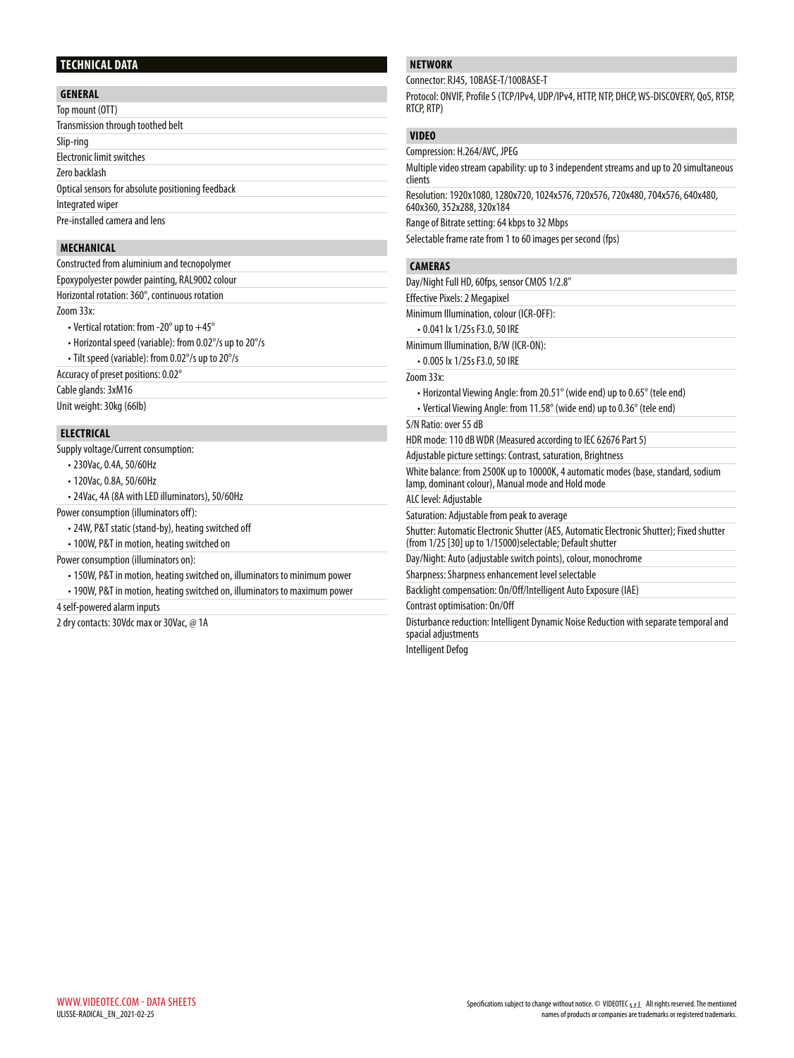## TECHNICAL DATA

### GENERAL

Top mount (OTT)

Transmission through toothed belt

Slip-ring

Electronic limit switches

Zero backlash

Optical sensors for absolute positioning feedback

Integrated wiper

Pre-installed camera and lens

### MECHANICAL

Constructed from aluminium and tecnopolymer

Epoxypolyester powder painting, RAL9002 colour

Horizontal rotation: 360°, continuous rotation

Zoom 33x:

- Vertical rotation: from -20° up to +45°
- Horizontal speed (variable): from 0.02°/s up to 20°/s
- Tilt speed (variable): from 0.02°/s up to 20°/s

Accuracy of preset positions: 0.02°

Cable glands: 3xM16

Unit weight: 30kg (66lb)

### ELECTRICAL

Supply voltage/Current consumption:

- 230Vac, 0.4A, 50/60Hz
- 120Vac, 0.8A, 50/60Hz
- 24Vac, 4A (8A with LED illuminators), 50/60Hz

Power consumption (illuminators off):

- 24W, P&T static (stand-by), heating switched off
- 100W, P&T in motion, heating switched on

Power consumption (illuminators on):

- 150W, P&T in motion, heating switched on, illuminators to minimum power
- 190W, P&T in motion, heating switched on, illuminators to maximum power

4 self-powered alarm inputs

2 dry contacts: 30Vdc max or 30Vac, @ 1A

### NETWORK

Connector: RJ45, 10BASE-T/100BASE-T

Protocol: ONVIF, Profile S (TCP/IPv4, UDP/IPv4, HTTP, NTP, DHCP, WS-DISCOVERY, QoS, RTSP, RTCP, RTP)

### VIDEO

Compression: H.264/AVC, JPEG

Multiple video stream capability: up to 3 independent streams and up to 20 simultaneous clients

Resolution: 1920x1080, 1280x720, 1024x576, 720x576, 720x480, 704x576, 640x480, 640x360, 352x288, 320x184

Range of Bitrate setting: 64 kbps to 32 Mbps

Selectable frame rate from 1 to 60 images per second (fps)

### CAMERAS

Day/Night Full HD, 60fps, sensor CMOS 1/2.8"

Effective Pixels: 2 Megapixel

Minimum Illumination, colour (ICR-OFF):

- 0.041 lx 1/25s F3.0, 50 IRE

Minimum Illumination, B/W (ICR-ON):

- 0.005 lx 1/25s F3.0, 50 IRE

Zoom 33x:

- Horizontal Viewing Angle: from 20.51° (wide end) up to 0.65° (tele end)
- Vertical Viewing Angle: from 11.58° (wide end) up to 0.36° (tele end)

S/N Ratio: over 55 dB

HDR mode: 110 dB WDR (Measured according to IEC 62676 Part 5)

Adjustable picture settings: Contrast, saturation, Brightness

White balance: from 2500K up to 10000K, 4 automatic modes (base, standard, sodium lamp, dominant colour), Manual mode and Hold mode

ALC level: Adjustable

Saturation: Adjustable from peak to average

Shutter: Automatic Electronic Shutter (AES, Automatic Electronic Shutter); Fixed shutter (from 1/25 [30] up to 1/15000)selectable; Default shutter

Day/Night: Auto (adjustable switch points), colour, monochrome

Sharpness: Sharpness enhancement level selectable

Backlight compensation: On/Off/Intelligent Auto Exposure (IAE)

Contrast optimisation: On/Off

Disturbance reduction: Intelligent Dynamic Noise Reduction with separate temporal and spacial adjustments

Intelligent Defog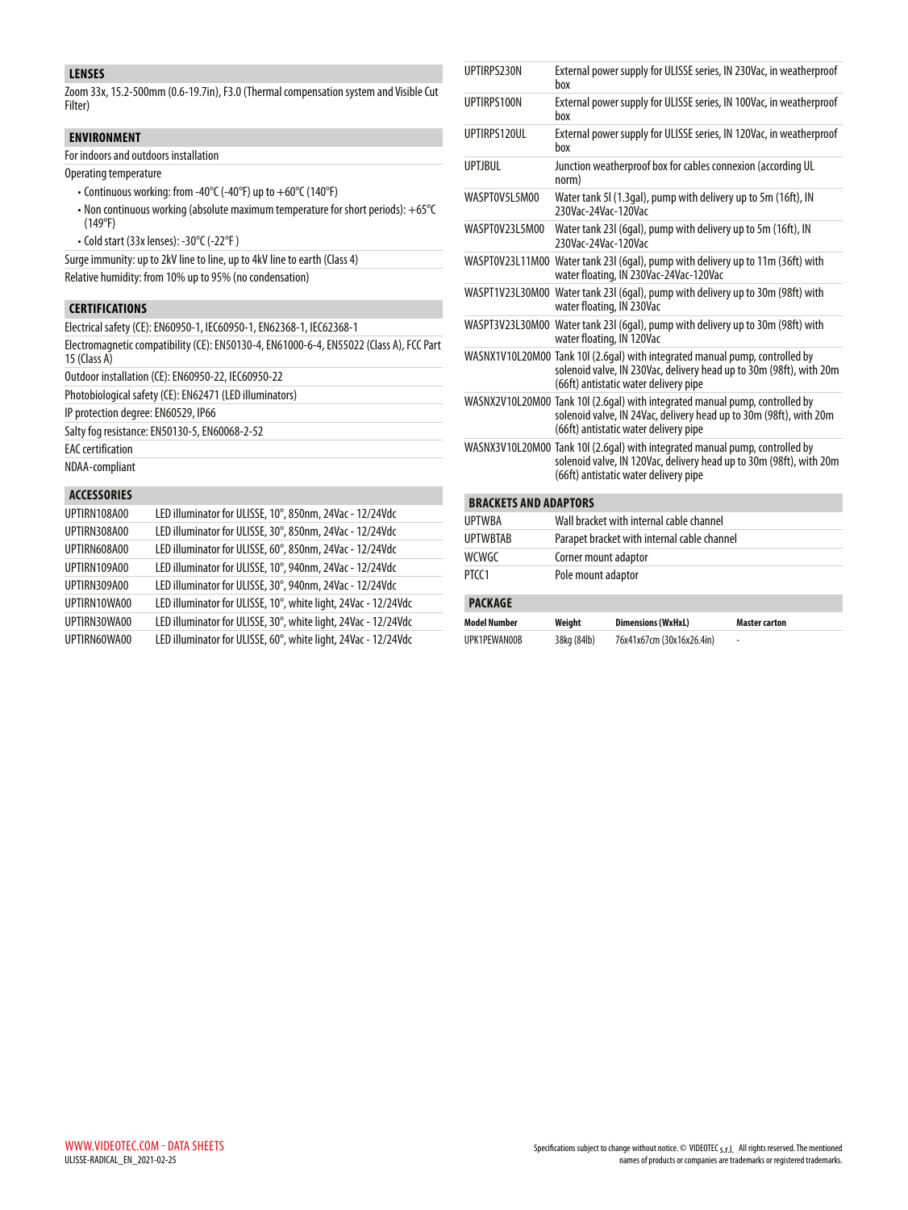## LENSES

Zoom 33x, 15.2-500mm (0.6-19.7in), F3.0 (Thermal compensation system and Visible Cut Filter)

## ENVIRONMENT

For indoors and outdoors installation

Operating temperature

- Continuous working: from -40°C (-40°F) up to +60°C (140°F)
- Non continuous working (absolute maximum temperature for short periods): +65°C (149°F)
- Cold start (33x lenses): -30°C (-22°F )

Surge immunity: up to 2kV line to line, up to 4kV line to earth (Class 4)

Relative humidity: from 10% up to 95% (no condensation)

## CERTIFICATIONS

Electrical safety (CE): EN60950-1, IEC60950-1, EN62368-1, IEC62368-1

Electromagnetic compatibility (CE): EN50130-4, EN61000-6-4, EN55022 (Class A), FCC Part 15 (Class A)

Outdoor installation (CE): EN60950-22, IEC60950-22

Photobiological safety (CE): EN62471 (LED illuminators)

IP protection degree: EN60529, IP66

Salty fog resistance: EN50130-5, EN60068-2-52

EAC certification

NDAA-compliant

## ACCESSORIES

| | |
|---|---|
| UPTIRN108A00 | LED illuminator for ULISSE, 10°, 850nm, 24Vac - 12/24Vdc |
| UPTIRN308A00 | LED illuminator for ULISSE, 30°, 850nm, 24Vac - 12/24Vdc |
| UPTIRN608A00 | LED illuminator for ULISSE, 60°, 850nm, 24Vac - 12/24Vdc |
| UPTIRN109A00 | LED illuminator for ULISSE, 10°, 940nm, 24Vac - 12/24Vdc |
| UPTIRN309A00 | LED illuminator for ULISSE, 30°, 940nm, 24Vac - 12/24Vdc |
| UPTIRN10WA00 | LED illuminator for ULISSE, 10°, white light, 24Vac - 12/24Vdc |
| UPTIRN30WA00 | LED illuminator for ULISSE, 30°, white light, 24Vac - 12/24Vdc |
| UPTIRN60WA00 | LED illuminator for ULISSE, 60°, white light, 24Vac - 12/24Vdc |
| UPTIRPS230N | External power supply for ULISSE series, IN 230Vac, in weatherproof box |
| UPTIRPS100N | External power supply for ULISSE series, IN 100Vac, in weatherproof box |
| UPTIRPS120UL | External power supply for ULISSE series, IN 120Vac, in weatherproof box |
| UPTJBUL | Junction weatherproof box for cables connexion (according UL norm) |
| WASPT0V5L5M00 | Water tank 5l (1.3gal), pump with delivery up to 5m (16ft), IN 230Vac-24Vac-120Vac |
| WASPT0V23L5M00 | Water tank 23l (6gal), pump with delivery up to 5m (16ft), IN 230Vac-24Vac-120Vac |
| WASPT0V23L11M00 | Water tank 23l (6gal), pump with delivery up to 11m (36ft) with water floating, IN 230Vac-24Vac-120Vac |
| WASPT1V23L30M00 | Water tank 23l (6gal), pump with delivery up to 30m (98ft) with water floating, IN 230Vac |
| WASPT3V23L30M00 | Water tank 23l (6gal), pump with delivery up to 30m (98ft) with water floating, IN 120Vac |
| WASNX1V10L20M00 | Tank 10l (2.6gal) with integrated manual pump, controlled by solenoid valve, IN 230Vac, delivery head up to 30m (98ft), with 20m (66ft) antistatic water delivery pipe |
| WASNX2V10L20M00 | Tank 10l (2.6gal) with integrated manual pump, controlled by solenoid valve, IN 24Vac, delivery head up to 30m (98ft), with 20m (66ft) antistatic water delivery pipe |
| WASNX3V10L20M00 | Tank 10l (2.6gal) with integrated manual pump, controlled by solenoid valve, IN 120Vac, delivery head up to 30m (98ft), with 20m (66ft) antistatic water delivery pipe |

## BRACKETS AND ADAPTORS

| | |
|---|---|
| UPTWBA | Wall bracket with internal cable channel |
| UPTWBTAB | Parapet bracket with internal cable channel |
| WCWGC | Corner mount adaptor |
| PTCC1 | Pole mount adaptor |

## PACKAGE

| Model Number | Weight | Dimensions (WxHxL) | Master carton |
|---|---|---|---|
| UPK1PEWAN00B | 38kg (84lb) | 76x41x67cm (30x16x26.4in) | - |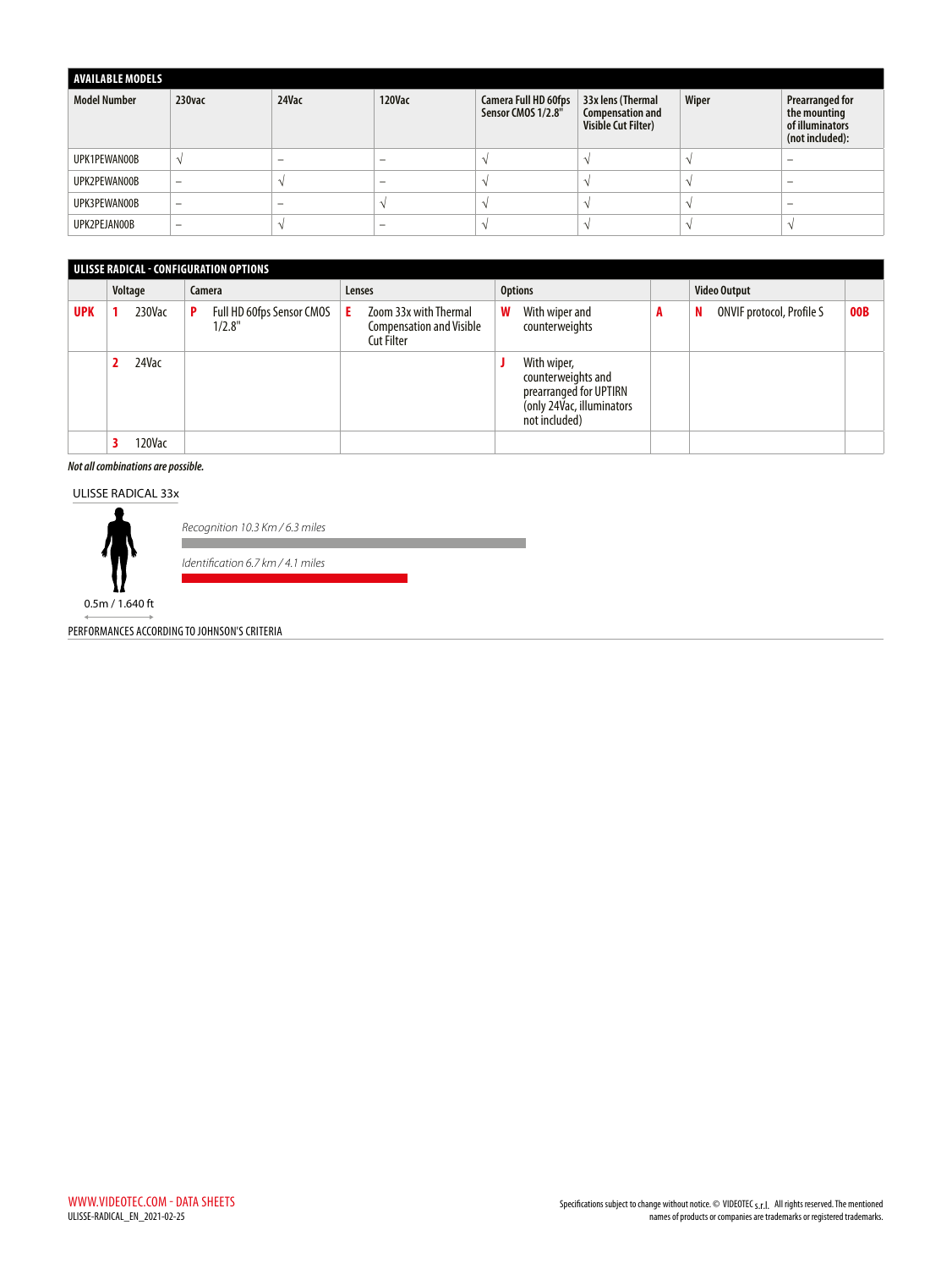## AVAILABLE MODELS

| Model Number | 230vac | 24Vac | 120Vac | Camera Full HD 60fps Sensor CMOS 1/2.8" | 33x lens (Thermal Compensation and Visible Cut Filter) | Wiper | Prearranged for the mounting of illuminators (not included): |
|---|---|---|---|---|---|---|---|
| UPK1PEWAN00B | √ | – | – | √ | √ | √ | – |
| UPK2PEWAN00B | – | √ | – | √ | √ | √ | – |
| UPK3PEWAN00B | – | – | √ | √ | √ | √ | – |
| UPK2PEJAN00B | – | √ | – | √ | √ | √ | √ |

## ULISSE RADICAL - CONFIGURATION OPTIONS

| | Voltage | Camera | Lenses | Options | | Video Output | |
|---|---|---|---|---|---|---|---|
| UPK | 1 230Vac | P Full HD 60fps Sensor CMOS 1/2.8" | E Zoom 33x with Thermal Compensation and Visible Cut Filter | W With wiper and counterweights | A | N ONVIF protocol, Profile S | 00B |
| | 2 24Vac | | | J With wiper, counterweights and prearranged for UPTIRN (only 24Vac, illuminators not included) | | | |
| | 3 120Vac | | | | | | |

*Not all combinations are possible.*

ULISSE RADICAL 33x

*Recognition 10.3 Km / 6.3 miles*

*Identification 6.7 km / 4.1 miles*

0.5m / 1.640 ft

PERFORMANCES ACCORDING TO JOHNSON'S CRITERIA

WWW.VIDEOTEC.COM - DATA SHEETS
ULISSE-RADICAL_EN_2021-02-25

Specifications subject to change without notice. © VIDEOTEC s.r.l. All rights reserved. The mentioned names of products or companies are trademarks or registered trademarks.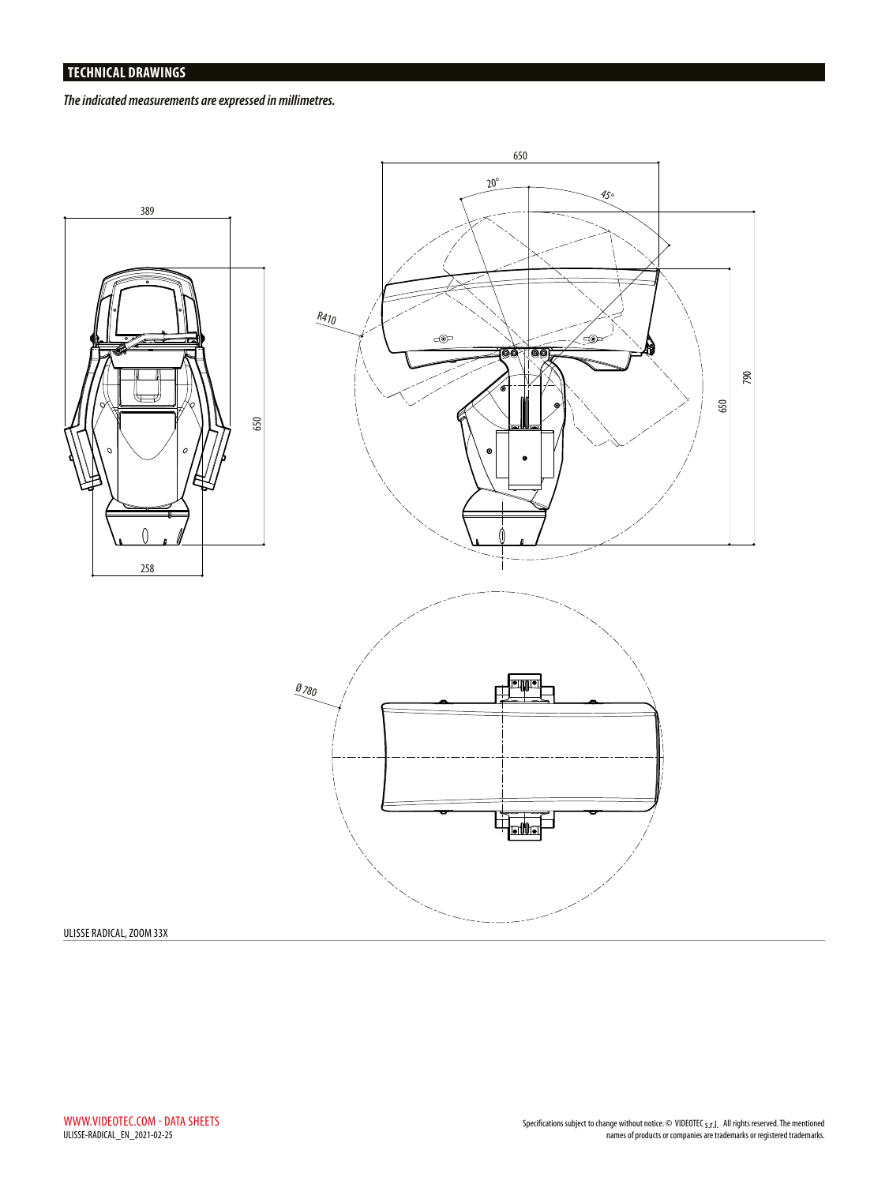## TECHNICAL DRAWINGS

***The indicated measurements are expressed in millimetres.***

ULISSE RADICAL, ZOOM 33X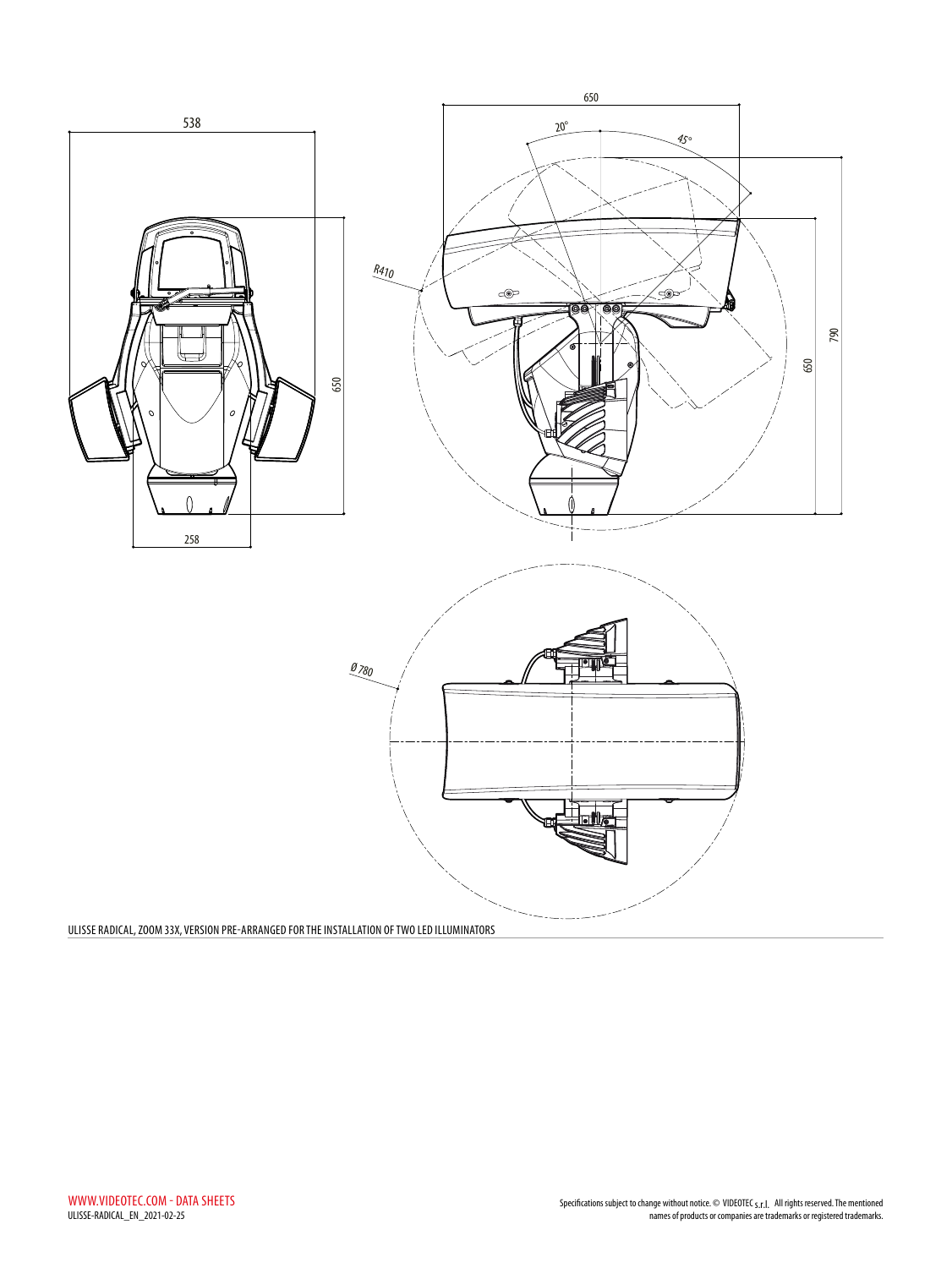538

650

258

650

20°

45°

R410

650

790

Ø 780

ULISSE RADICAL, ZOOM 33X, VERSION PRE-ARRANGED FOR THE INSTALLATION OF TWO LED ILLUMINATORS

WWW.VIDEOTEC.COM - DATA SHEETS
ULISSE-RADICAL_EN_2021-02-25

Specifications subject to change without notice. © VIDEOTEC S.r.l. All rights reserved. The mentioned names of products or companies are trademarks or registered trademarks.